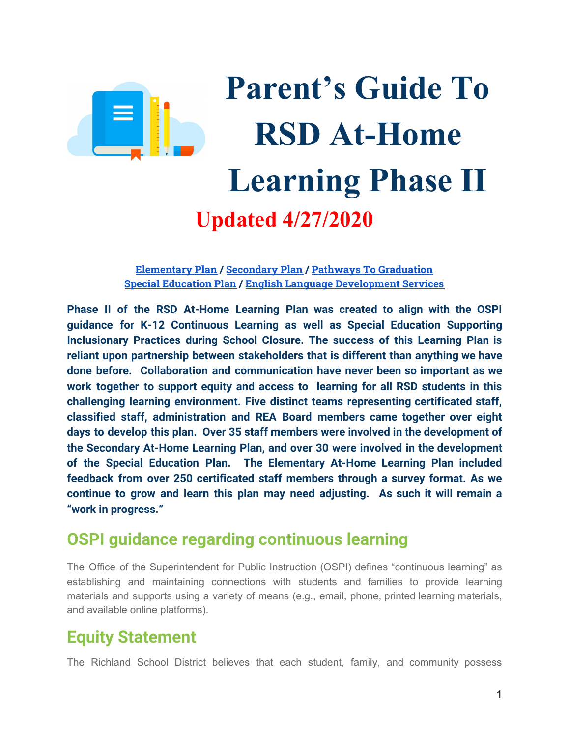# Parent's Guide To RSD At-Home Learning Phase II

**Updated 4/27/2020**

**Elementary Plan / Secondary Plan / Pathways To Graduation**
**Special Education Plan / English Language Development Services**

**Phase II of the RSD At-Home Learning Plan was created to align with the OSPI guidance for K-12 Continuous Learning as well as Special Education Supporting Inclusionary Practices during School Closure. The success of this Learning Plan is reliant upon partnership between stakeholders that is different than anything we have done before. Collaboration and communication have never been so important as we work together to support equity and access to learning for all RSD students in this challenging learning environment. Five distinct teams representing certificated staff, classified staff, administration and REA Board members came together over eight days to develop this plan. Over 35 staff members were involved in the development of the Secondary At-Home Learning Plan, and over 30 were involved in the development of the Special Education Plan. The Elementary At-Home Learning Plan included feedback from over 250 certificated staff members through a survey format. As we continue to grow and learn this plan may need adjusting. As such it will remain a "work in progress."**

## OSPI guidance regarding continuous learning

The Office of the Superintendent for Public Instruction (OSPI) defines "continuous learning" as establishing and maintaining connections with students and families to provide learning materials and supports using a variety of means (e.g., email, phone, printed learning materials, and available online platforms).

## Equity Statement

The Richland School District believes that each student, family, and community possess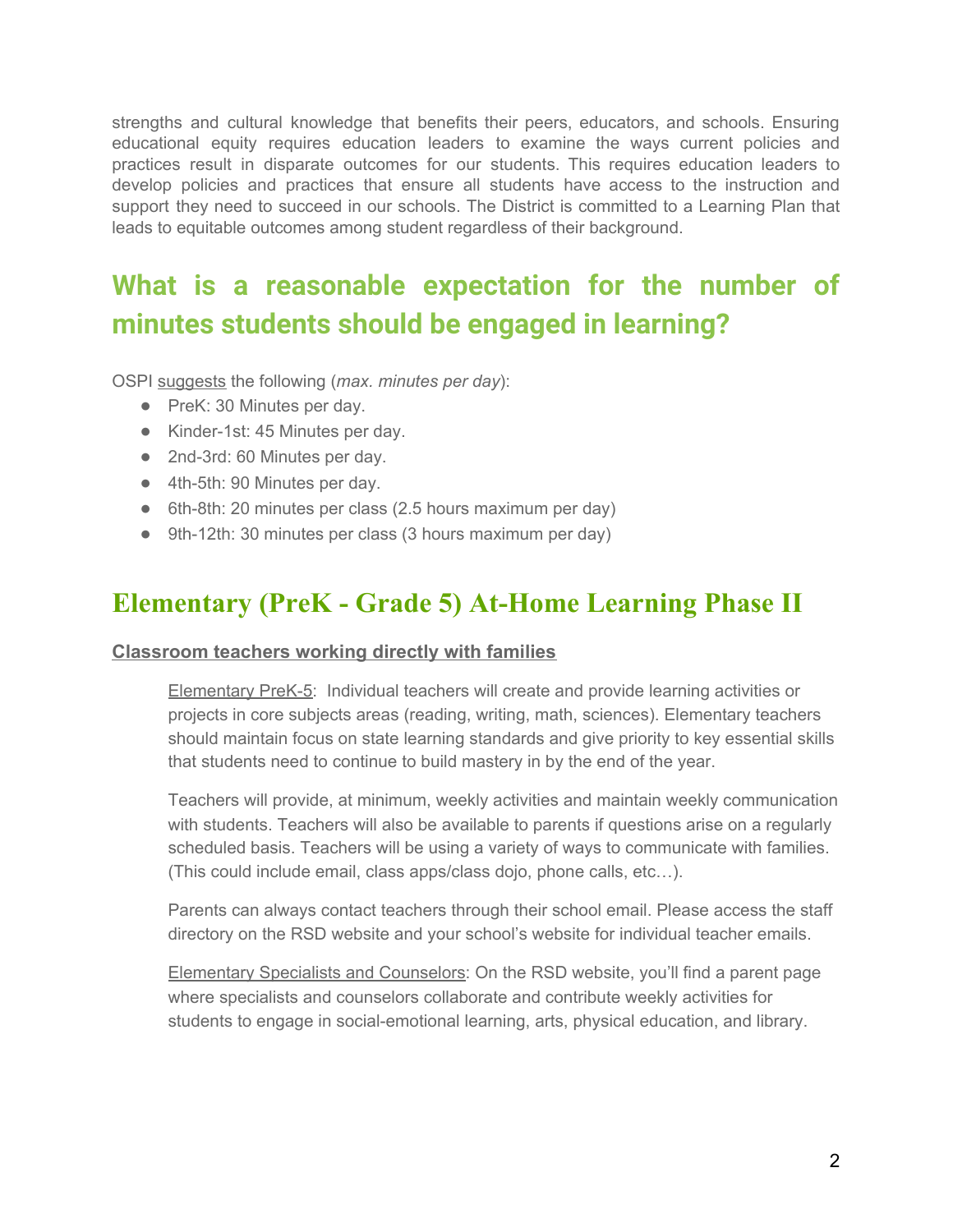strengths and cultural knowledge that benefits their peers, educators, and schools. Ensuring educational equity requires education leaders to examine the ways current policies and practices result in disparate outcomes for our students. This requires education leaders to develop policies and practices that ensure all students have access to the instruction and support they need to succeed in our schools. The District is committed to a Learning Plan that leads to equitable outcomes among student regardless of their background.

## What is a reasonable expectation for the number of minutes students should be engaged in learning?

OSPI suggests the following (*max. minutes per day*):

- PreK: 30 Minutes per day.
- Kinder-1st: 45 Minutes per day.
- 2nd-3rd: 60 Minutes per day.
- 4th-5th: 90 Minutes per day.
- 6th-8th: 20 minutes per class (2.5 hours maximum per day)
- 9th-12th: 30 minutes per class (3 hours maximum per day)

## Elementary (PreK - Grade 5) At-Home Learning Phase II

**Classroom teachers working directly with families**

Elementary PreK-5: Individual teachers will create and provide learning activities or projects in core subjects areas (reading, writing, math, sciences). Elementary teachers should maintain focus on state learning standards and give priority to key essential skills that students need to continue to build mastery in by the end of the year.

Teachers will provide, at minimum, weekly activities and maintain weekly communication with students. Teachers will also be available to parents if questions arise on a regularly scheduled basis. Teachers will be using a variety of ways to communicate with families. (This could include email, class apps/class dojo, phone calls, etc…).

Parents can always contact teachers through their school email. Please access the staff directory on the RSD website and your school's website for individual teacher emails.

Elementary Specialists and Counselors: On the RSD website, you'll find a parent page where specialists and counselors collaborate and contribute weekly activities for students to engage in social-emotional learning, arts, physical education, and library.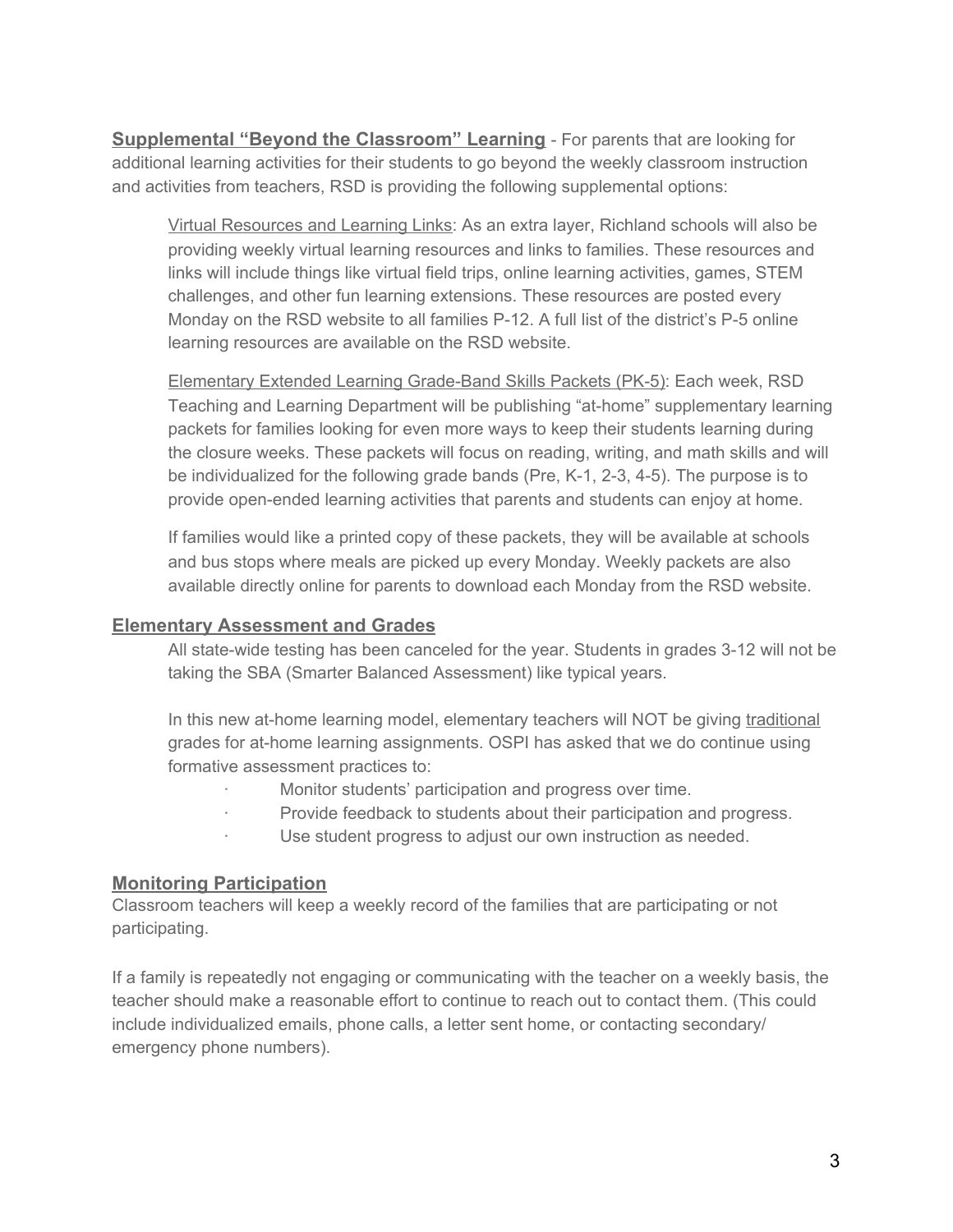**Supplemental "Beyond the Classroom" Learning** - For parents that are looking for additional learning activities for their students to go beyond the weekly classroom instruction and activities from teachers, RSD is providing the following supplemental options:

Virtual Resources and Learning Links: As an extra layer, Richland schools will also be providing weekly virtual learning resources and links to families. These resources and links will include things like virtual field trips, online learning activities, games, STEM challenges, and other fun learning extensions. These resources are posted every Monday on the RSD website to all families P-12. A full list of the district's P-5 online learning resources are available on the RSD website.

Elementary Extended Learning Grade-Band Skills Packets (PK-5): Each week, RSD Teaching and Learning Department will be publishing "at-home" supplementary learning packets for families looking for even more ways to keep their students learning during the closure weeks. These packets will focus on reading, writing, and math skills and will be individualized for the following grade bands (Pre, K-1, 2-3, 4-5). The purpose is to provide open-ended learning activities that parents and students can enjoy at home.

If families would like a printed copy of these packets, they will be available at schools and bus stops where meals are picked up every Monday. Weekly packets are also available directly online for parents to download each Monday from the RSD website.

## Elementary Assessment and Grades

All state-wide testing has been canceled for the year. Students in grades 3-12 will not be taking the SBA (Smarter Balanced Assessment) like typical years.

In this new at-home learning model, elementary teachers will NOT be giving traditional grades for at-home learning assignments. OSPI has asked that we do continue using formative assessment practices to:

- Monitor students' participation and progress over time.
- Provide feedback to students about their participation and progress.
- Use student progress to adjust our own instruction as needed.

## Monitoring Participation

Classroom teachers will keep a weekly record of the families that are participating or not participating.

If a family is repeatedly not engaging or communicating with the teacher on a weekly basis, the teacher should make a reasonable effort to continue to reach out to contact them. (This could include individualized emails, phone calls, a letter sent home, or contacting secondary/ emergency phone numbers).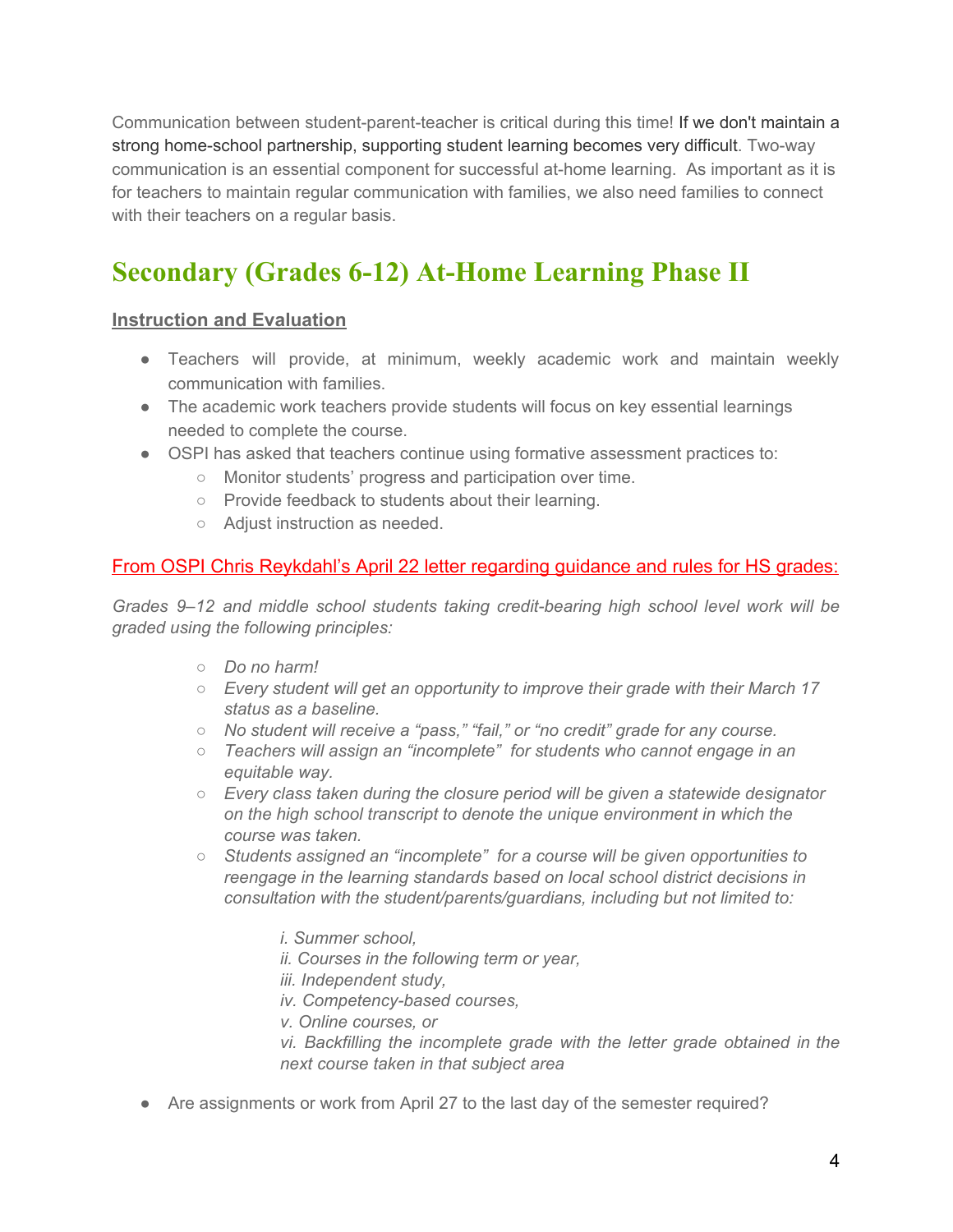Communication between student-parent-teacher is critical during this time! If we don't maintain a strong home-school partnership, supporting student learning becomes very difficult. Two-way communication is an essential component for successful at-home learning. As important as it is for teachers to maintain regular communication with families, we also need families to connect with their teachers on a regular basis.

# Secondary (Grades 6-12) At-Home Learning Phase II

**Instruction and Evaluation**

- Teachers will provide, at minimum, weekly academic work and maintain weekly communication with families.
- The academic work teachers provide students will focus on key essential learnings needed to complete the course.
- OSPI has asked that teachers continue using formative assessment practices to:
  - Monitor students' progress and participation over time.
  - Provide feedback to students about their learning.
  - Adjust instruction as needed.

From OSPI Chris Reykdahl's April 22 letter regarding guidance and rules for HS grades:

*Grades 9–12 and middle school students taking credit-bearing high school level work will be graded using the following principles:*

- *Do no harm!*
- *Every student will get an opportunity to improve their grade with their March 17 status as a baseline.*
- *No student will receive a "pass," "fail," or "no credit" grade for any course.*
- *Teachers will assign an "incomplete" for students who cannot engage in an equitable way.*
- *Every class taken during the closure period will be given a statewide designator on the high school transcript to denote the unique environment in which the course was taken.*
- *Students assigned an "incomplete" for a course will be given opportunities to reengage in the learning standards based on local school district decisions in consultation with the student/parents/guardians, including but not limited to:*

  *i. Summer school,*
  *ii. Courses in the following term or year,*
  *iii. Independent study,*
  *iv. Competency-based courses,*
  *v. Online courses, or*
  *vi. Backfilling the incomplete grade with the letter grade obtained in the next course taken in that subject area*

- Are assignments or work from April 27 to the last day of the semester required?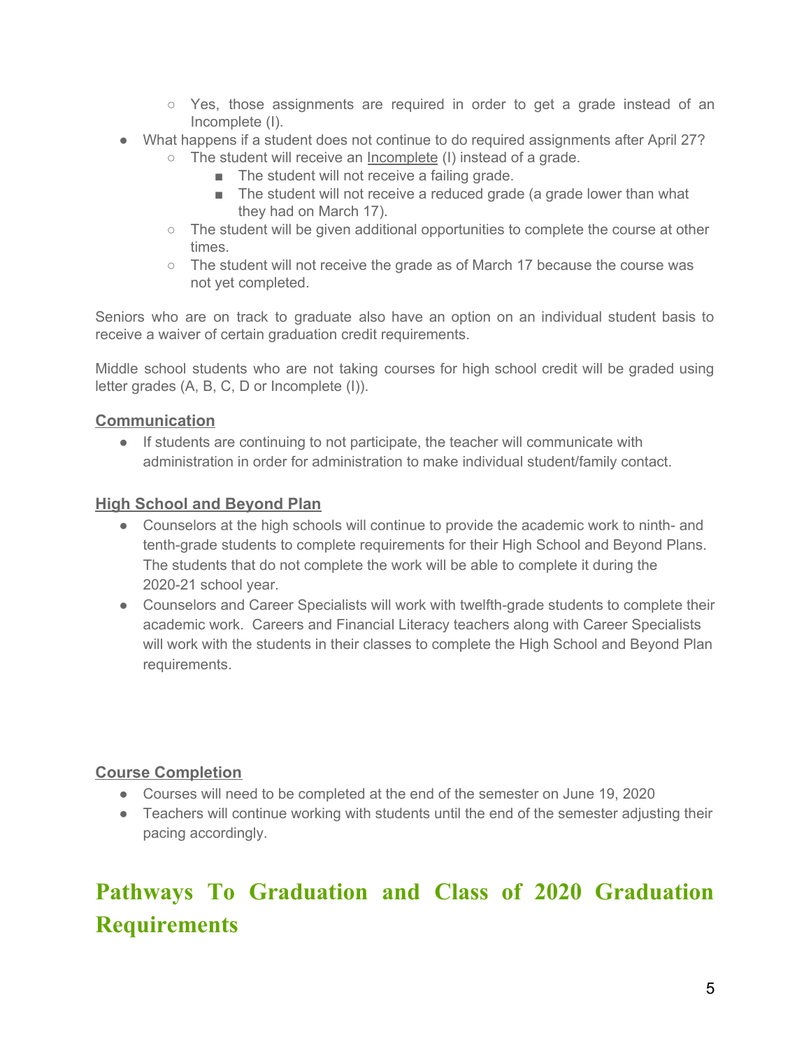- Yes, those assignments are required in order to get a grade instead of an Incomplete (I).
- What happens if a student does not continue to do required assignments after April 27?
    - The student will receive an Incomplete (I) instead of a grade.
        - The student will not receive a failing grade.
        - The student will not receive a reduced grade (a grade lower than what they had on March 17).
    - The student will be given additional opportunities to complete the course at other times.
    - The student will not receive the grade as of March 17 because the course was not yet completed.

Seniors who are on track to graduate also have an option on an individual student basis to receive a waiver of certain graduation credit requirements.

Middle school students who are not taking courses for high school credit will be graded using letter grades (A, B, C, D or Incomplete (I)).

**Communication**

- If students are continuing to not participate, the teacher will communicate with administration in order for administration to make individual student/family contact.

**High School and Beyond Plan**

- Counselors at the high schools will continue to provide the academic work to ninth- and tenth-grade students to complete requirements for their High School and Beyond Plans. The students that do not complete the work will be able to complete it during the 2020-21 school year.
- Counselors and Career Specialists will work with twelfth-grade students to complete their academic work. Careers and Financial Literacy teachers along with Career Specialists will work with the students in their classes to complete the High School and Beyond Plan requirements.

**Course Completion**

- Courses will need to be completed at the end of the semester on June 19, 2020
- Teachers will continue working with students until the end of the semester adjusting their pacing accordingly.

# Pathways To Graduation and Class of 2020 Graduation Requirements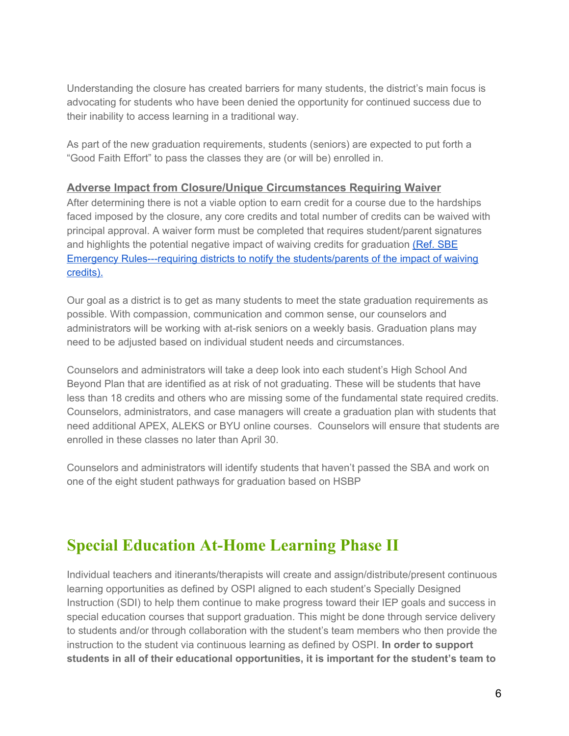Understanding the closure has created barriers for many students, the district's main focus is advocating for students who have been denied the opportunity for continued success due to their inability to access learning in a traditional way.

As part of the new graduation requirements, students (seniors) are expected to put forth a "Good Faith Effort" to pass the classes they are (or will be) enrolled in.

**Adverse Impact from Closure/Unique Circumstances Requiring Waiver**

After determining there is not a viable option to earn credit for a course due to the hardships faced imposed by the closure, any core credits and total number of credits can be waived with principal approval. A waiver form must be completed that requires student/parent signatures and highlights the potential negative impact of waiving credits for graduation (Ref. SBE Emergency Rules---requiring districts to notify the students/parents of the impact of waiving credits).

Our goal as a district is to get as many students to meet the state graduation requirements as possible. With compassion, communication and common sense, our counselors and administrators will be working with at-risk seniors on a weekly basis. Graduation plans may need to be adjusted based on individual student needs and circumstances.

Counselors and administrators will take a deep look into each student's High School And Beyond Plan that are identified as at risk of not graduating. These will be students that have less than 18 credits and others who are missing some of the fundamental state required credits. Counselors, administrators, and case managers will create a graduation plan with students that need additional APEX, ALEKS or BYU online courses. Counselors will ensure that students are enrolled in these classes no later than April 30.

Counselors and administrators will identify students that haven't passed the SBA and work on one of the eight student pathways for graduation based on HSBP

## Special Education At-Home Learning Phase II

Individual teachers and itinerants/therapists will create and assign/distribute/present continuous learning opportunities as defined by OSPI aligned to each student's Specially Designed Instruction (SDI) to help them continue to make progress toward their IEP goals and success in special education courses that support graduation. This might be done through service delivery to students and/or through collaboration with the student's team members who then provide the instruction to the student via continuous learning as defined by OSPI. **In order to support students in all of their educational opportunities, it is important for the student's team to**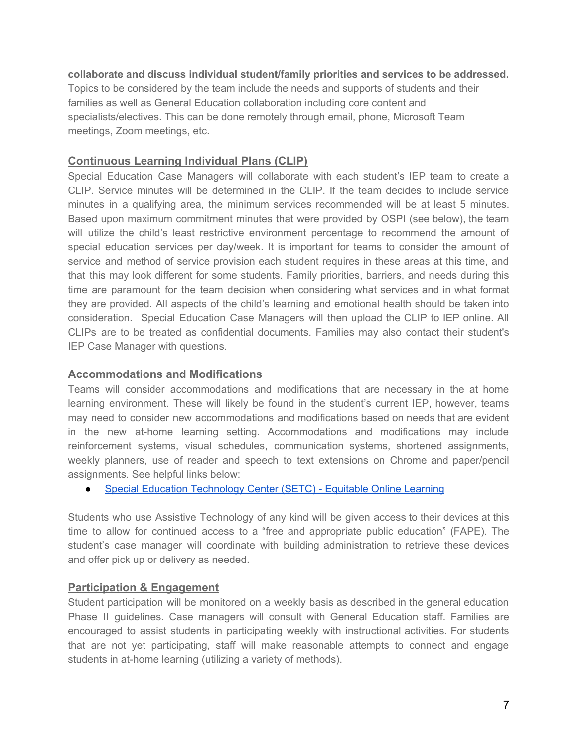**collaborate and discuss individual student/family priorities and services to be addressed.** Topics to be considered by the team include the needs and supports of students and their families as well as General Education collaboration including core content and specialists/electives. This can be done remotely through email, phone, Microsoft Team meetings, Zoom meetings, etc.

## Continuous Learning Individual Plans (CLIP)

Special Education Case Managers will collaborate with each student's IEP team to create a CLIP. Service minutes will be determined in the CLIP. If the team decides to include service minutes in a qualifying area, the minimum services recommended will be at least 5 minutes. Based upon maximum commitment minutes that were provided by OSPI (see below), the team will utilize the child's least restrictive environment percentage to recommend the amount of special education services per day/week. It is important for teams to consider the amount of service and method of service provision each student requires in these areas at this time, and that this may look different for some students. Family priorities, barriers, and needs during this time are paramount for the team decision when considering what services and in what format they are provided. All aspects of the child's learning and emotional health should be taken into consideration. Special Education Case Managers will then upload the CLIP to IEP online. All CLIPs are to be treated as confidential documents. Families may also contact their student's IEP Case Manager with questions.

## Accommodations and Modifications

Teams will consider accommodations and modifications that are necessary in the at home learning environment. These will likely be found in the student's current IEP, however, teams may need to consider new accommodations and modifications based on needs that are evident in the new at-home learning setting. Accommodations and modifications may include reinforcement systems, visual schedules, communication systems, shortened assignments, weekly planners, use of reader and speech to text extensions on Chrome and paper/pencil assignments. See helpful links below:

- Special Education Technology Center (SETC) - Equitable Online Learning

Students who use Assistive Technology of any kind will be given access to their devices at this time to allow for continued access to a "free and appropriate public education" (FAPE). The student's case manager will coordinate with building administration to retrieve these devices and offer pick up or delivery as needed.

## Participation & Engagement

Student participation will be monitored on a weekly basis as described in the general education Phase II guidelines. Case managers will consult with General Education staff. Families are encouraged to assist students in participating weekly with instructional activities. For students that are not yet participating, staff will make reasonable attempts to connect and engage students in at-home learning (utilizing a variety of methods).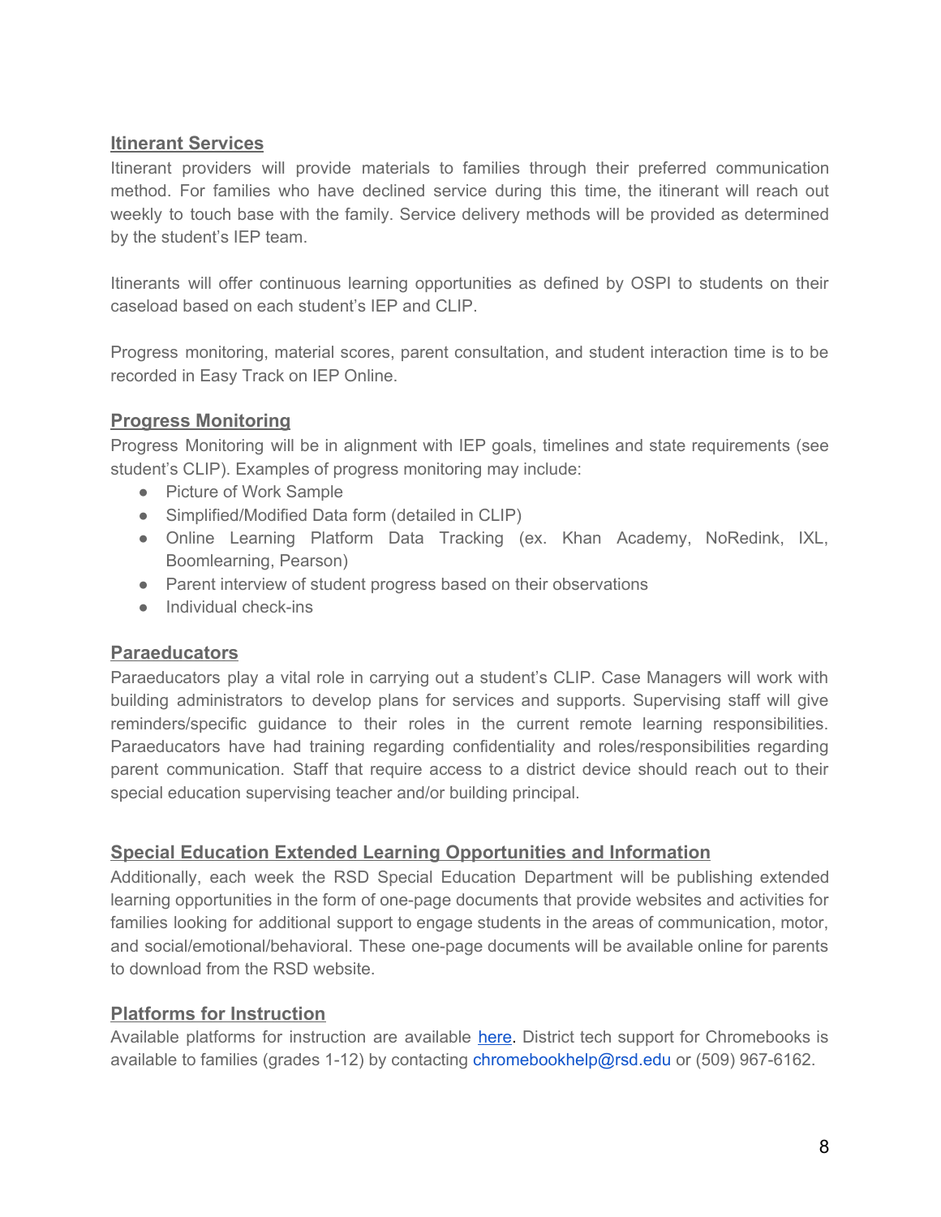## Itinerant Services

Itinerant providers will provide materials to families through their preferred communication method. For families who have declined service during this time, the itinerant will reach out weekly to touch base with the family. Service delivery methods will be provided as determined by the student's IEP team.

Itinerants will offer continuous learning opportunities as defined by OSPI to students on their caseload based on each student's IEP and CLIP.

Progress monitoring, material scores, parent consultation, and student interaction time is to be recorded in Easy Track on IEP Online.

## Progress Monitoring

Progress Monitoring will be in alignment with IEP goals, timelines and state requirements (see student's CLIP). Examples of progress monitoring may include:

- Picture of Work Sample
- Simplified/Modified Data form (detailed in CLIP)
- Online Learning Platform Data Tracking (ex. Khan Academy, NoRedink, IXL, Boomlearning, Pearson)
- Parent interview of student progress based on their observations
- Individual check-ins

## Paraeducators

Paraeducators play a vital role in carrying out a student's CLIP. Case Managers will work with building administrators to develop plans for services and supports. Supervising staff will give reminders/specific guidance to their roles in the current remote learning responsibilities. Paraeducators have had training regarding confidentiality and roles/responsibilities regarding parent communication. Staff that require access to a district device should reach out to their special education supervising teacher and/or building principal.

## Special Education Extended Learning Opportunities and Information

Additionally, each week the RSD Special Education Department will be publishing extended learning opportunities in the form of one-page documents that provide websites and activities for families looking for additional support to engage students in the areas of communication, motor, and social/emotional/behavioral. These one-page documents will be available online for parents to download from the RSD website.

## Platforms for Instruction

Available platforms for instruction are available here. District tech support for Chromebooks is available to families (grades 1-12) by contacting chromebookhelp@rsd.edu or (509) 967-6162.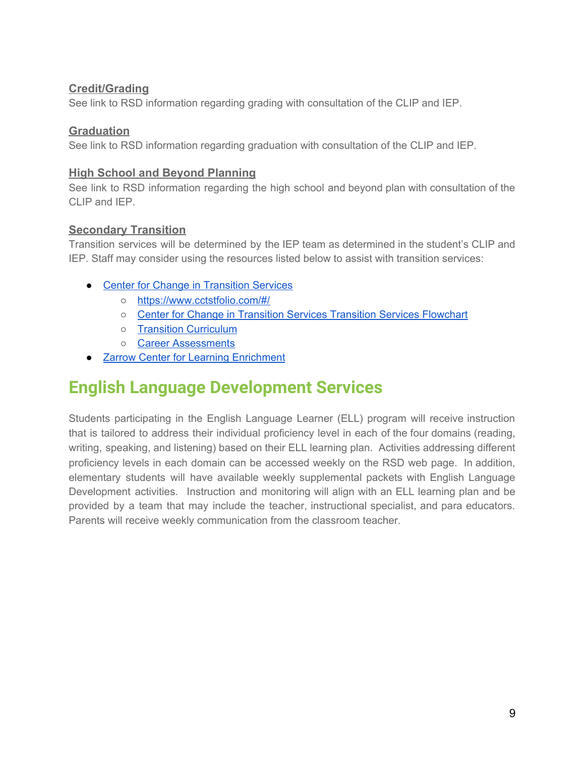**Credit/Grading**

See link to RSD information regarding grading with consultation of the CLIP and IEP.

**Graduation**

See link to RSD information regarding graduation with consultation of the CLIP and IEP.

**High School and Beyond Planning**

See link to RSD information regarding the high school and beyond plan with consultation of the CLIP and IEP.

**Secondary Transition**

Transition services will be determined by the IEP team as determined in the student's CLIP and IEP. Staff may consider using the resources listed below to assist with transition services:

- Center for Change in Transition Services
  - https://www.cctstfolio.com/#/
  - Center for Change in Transition Services Transition Services Flowchart
  - Transition Curriculum
  - Career Assessments
- Zarrow Center for Learning Enrichment

## English Language Development Services

Students participating in the English Language Learner (ELL) program will receive instruction that is tailored to address their individual proficiency level in each of the four domains (reading, writing, speaking, and listening) based on their ELL learning plan. Activities addressing different proficiency levels in each domain can be accessed weekly on the RSD web page. In addition, elementary students will have available weekly supplemental packets with English Language Development activities. Instruction and monitoring will align with an ELL learning plan and be provided by a team that may include the teacher, instructional specialist, and para educators. Parents will receive weekly communication from the classroom teacher.